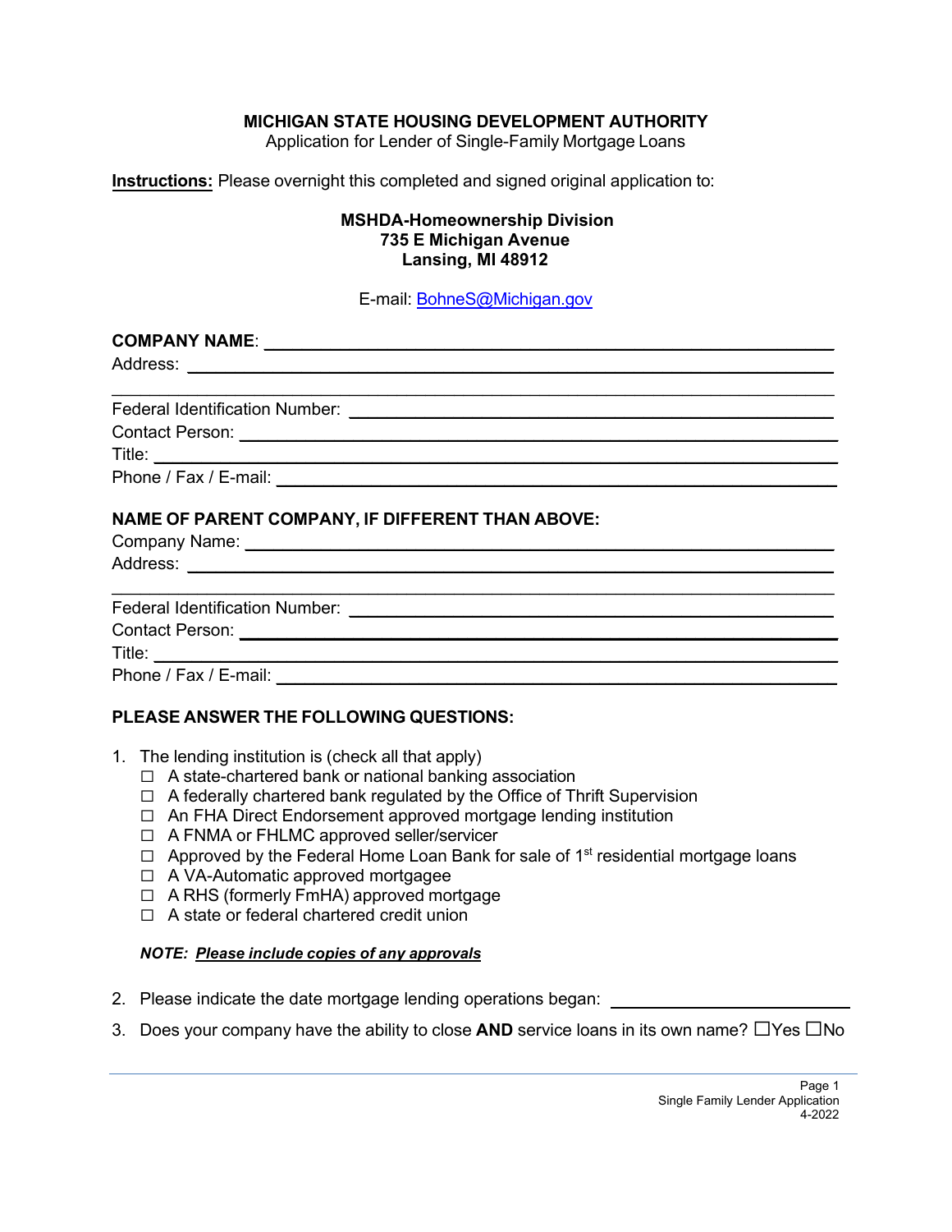**MICHIGAN STATE HOUSING DEVELOPMENT AUTHORITY**
Application for Lender of Single-Family Mortgage Loans

**Instructions:** Please overnight this completed and signed original application to:

**MSHDA-Homeownership Division**
**735 E Michigan Avenue**
**Lansing, MI 48912**

E-mail: BohneS@Michigan.gov

**COMPANY NAME**: ______________________________________________
Address: ______________________________________________
______________________________________________
Federal Identification Number: ______________________________________________
Contact Person: ______________________________________________
Title: ______________________________________________
Phone / Fax / E-mail: ______________________________________________

**NAME OF PARENT COMPANY, IF DIFFERENT THAN ABOVE:**

Company Name: ______________________________________________
Address: ______________________________________________
______________________________________________
Federal Identification Number: ______________________________________________
Contact Person: ______________________________________________
Title: ______________________________________________
Phone / Fax / E-mail: ______________________________________________

**PLEASE ANSWER THE FOLLOWING QUESTIONS:**

1. The lending institution is (check all that apply)
   - ☐ A state-chartered bank or national banking association
   - ☐ A federally chartered bank regulated by the Office of Thrift Supervision
   - ☐ An FHA Direct Endorsement approved mortgage lending institution
   - ☐ A FNMA or FHLMC approved seller/servicer
   - ☐ Approved by the Federal Home Loan Bank for sale of 1st residential mortgage loans
   - ☐ A VA-Automatic approved mortgagee
   - ☐ A RHS (formerly FmHA) approved mortgage
   - ☐ A state or federal chartered credit union

   ***NOTE: Please include copies of any approvals***

2. Please indicate the date mortgage lending operations began: ______________________

3. Does your company have the ability to close **AND** service loans in its own name? ☐Yes ☐No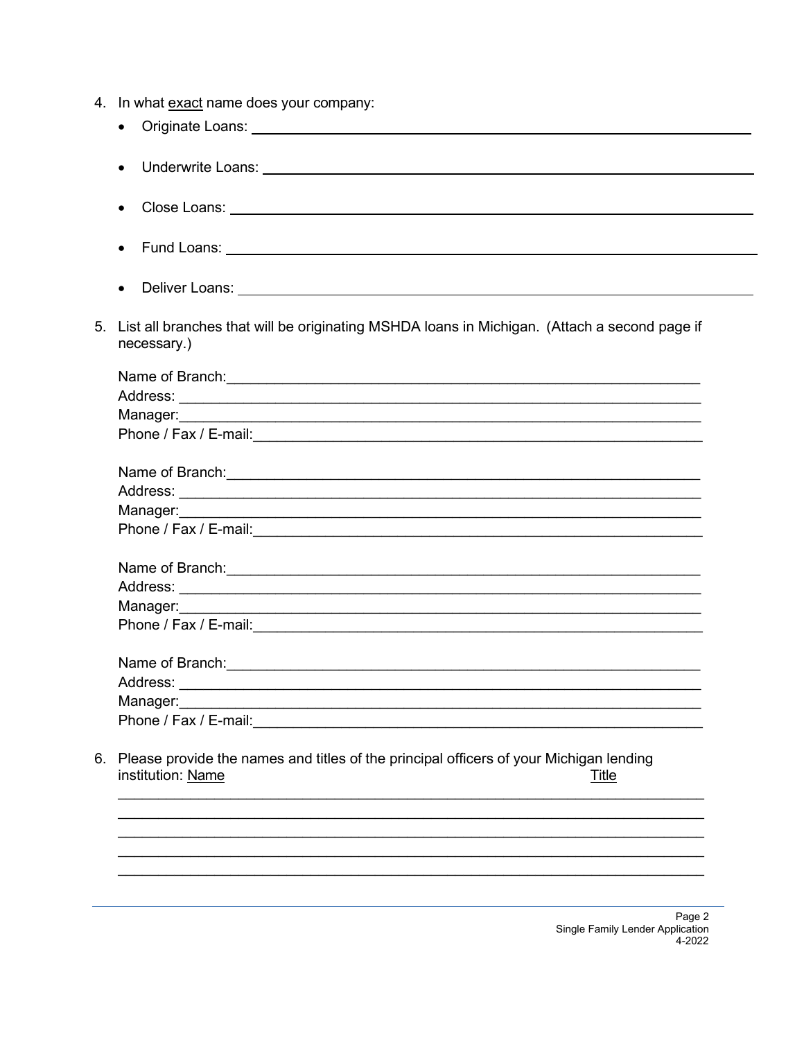4. In what <u>exact</u> name does your company:
   - Originate Loans: ______________________________
   - Underwrite Loans: ______________________________
   - Close Loans: ______________________________
   - Fund Loans: ______________________________
   - Deliver Loans: ______________________________

5. List all branches that will be originating MSHDA loans in Michigan. (Attach a second page if necessary.)

   Name of Branch:______________________________
   Address: ______________________________
   Manager:______________________________
   Phone / Fax / E-mail:______________________________

   Name of Branch:______________________________
   Address: ______________________________
   Manager:______________________________
   Phone / Fax / E-mail:______________________________

   Name of Branch:______________________________
   Address: ______________________________
   Manager:______________________________
   Phone / Fax / E-mail:______________________________

   Name of Branch:______________________________
   Address: ______________________________
   Manager:______________________________
   Phone / Fax / E-mail:______________________________

6. Please provide the names and titles of the principal officers of your Michigan lending institution: <u>Name</u> <u>Title</u>

   ______________________________
   ______________________________
   ______________________________
   ______________________________
   ______________________________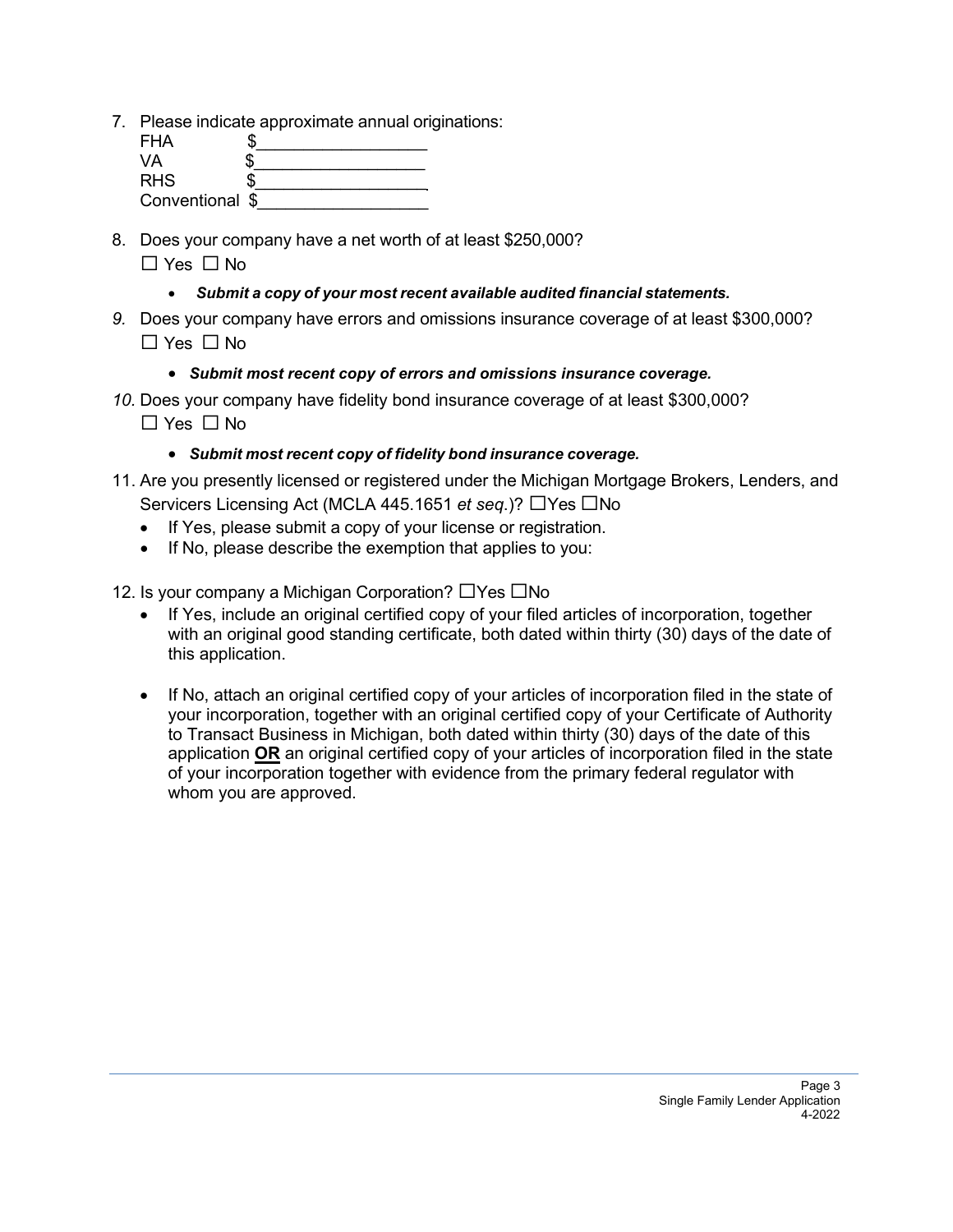7. Please indicate approximate annual originations:

   FHA $__________________
   VA $__________________
   RHS $__________________
   Conventional $__________________

8. Does your company have a net worth of at least $250,000?

   ☐ Yes ☐ No

   - ***Submit a copy of your most recent available audited financial statements.***

*9.* Does your company have errors and omissions insurance coverage of at least $300,000?

   ☐ Yes ☐ No

   - ***Submit most recent copy of errors and omissions insurance coverage.***

*10.* Does your company have fidelity bond insurance coverage of at least $300,000?

   ☐ Yes ☐ No

   - ***Submit most recent copy of fidelity bond insurance coverage.***

11. Are you presently licensed or registered under the Michigan Mortgage Brokers, Lenders, and Servicers Licensing Act (MCLA 445.1651 *et seq.*)? ☐Yes ☐No
   - If Yes, please submit a copy of your license or registration.
   - If No, please describe the exemption that applies to you:

12. Is your company a Michigan Corporation? ☐Yes ☐No
   - If Yes, include an original certified copy of your filed articles of incorporation, together with an original good standing certificate, both dated within thirty (30) days of the date of this application.
   - If No, attach an original certified copy of your articles of incorporation filed in the state of your incorporation, together with an original certified copy of your Certificate of Authority to Transact Business in Michigan, both dated within thirty (30) days of the date of this application **OR** an original certified copy of your articles of incorporation filed in the state of your incorporation together with evidence from the primary federal regulator with whom you are approved.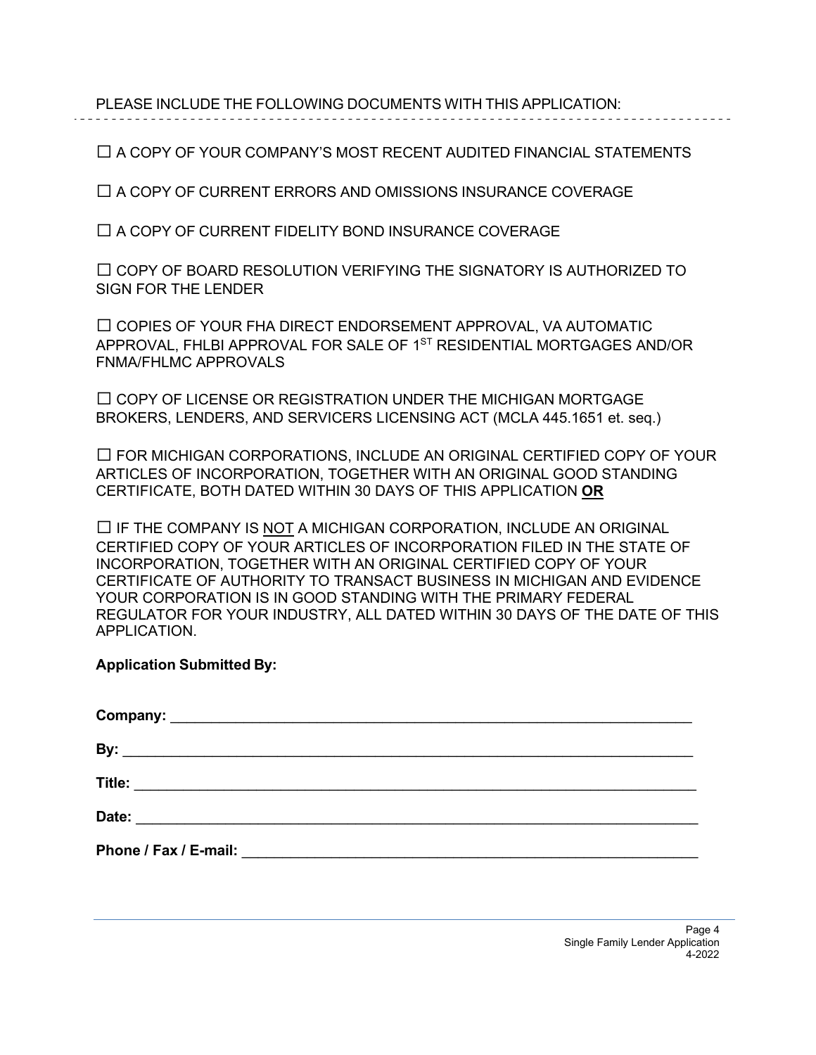PLEASE INCLUDE THE FOLLOWING DOCUMENTS WITH THIS APPLICATION:

☐ A COPY OF YOUR COMPANY'S MOST RECENT AUDITED FINANCIAL STATEMENTS

☐ A COPY OF CURRENT ERRORS AND OMISSIONS INSURANCE COVERAGE

☐ A COPY OF CURRENT FIDELITY BOND INSURANCE COVERAGE

☐ COPY OF BOARD RESOLUTION VERIFYING THE SIGNATORY IS AUTHORIZED TO SIGN FOR THE LENDER

☐ COPIES OF YOUR FHA DIRECT ENDORSEMENT APPROVAL, VA AUTOMATIC APPROVAL, FHLBI APPROVAL FOR SALE OF 1ST RESIDENTIAL MORTGAGES AND/OR FNMA/FHLMC APPROVALS

☐ COPY OF LICENSE OR REGISTRATION UNDER THE MICHIGAN MORTGAGE BROKERS, LENDERS, AND SERVICERS LICENSING ACT (MCLA 445.1651 et. seq.)

☐ FOR MICHIGAN CORPORATIONS, INCLUDE AN ORIGINAL CERTIFIED COPY OF YOUR ARTICLES OF INCORPORATION, TOGETHER WITH AN ORIGINAL GOOD STANDING CERTIFICATE, BOTH DATED WITHIN 30 DAYS OF THIS APPLICATION **OR**

☐ IF THE COMPANY IS NOT A MICHIGAN CORPORATION, INCLUDE AN ORIGINAL CERTIFIED COPY OF YOUR ARTICLES OF INCORPORATION FILED IN THE STATE OF INCORPORATION, TOGETHER WITH AN ORIGINAL CERTIFIED COPY OF YOUR CERTIFICATE OF AUTHORITY TO TRANSACT BUSINESS IN MICHIGAN AND EVIDENCE YOUR CORPORATION IS IN GOOD STANDING WITH THE PRIMARY FEDERAL REGULATOR FOR YOUR INDUSTRY, ALL DATED WITHIN 30 DAYS OF THE DATE OF THIS APPLICATION.

**Application Submitted By:**

**Company:** ____________________________________________

**By:** ____________________________________________

**Title:** ____________________________________________

**Date:** ____________________________________________

**Phone / Fax / E-mail:** ____________________________________________